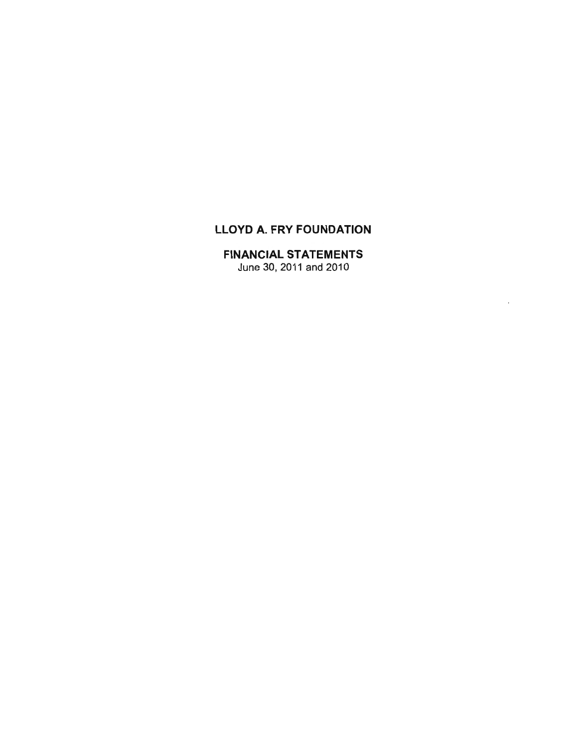# LLOYD A. FRY FOUNDATION

## FINANCIAL STATEMENTS

June 30, 2011 and 2010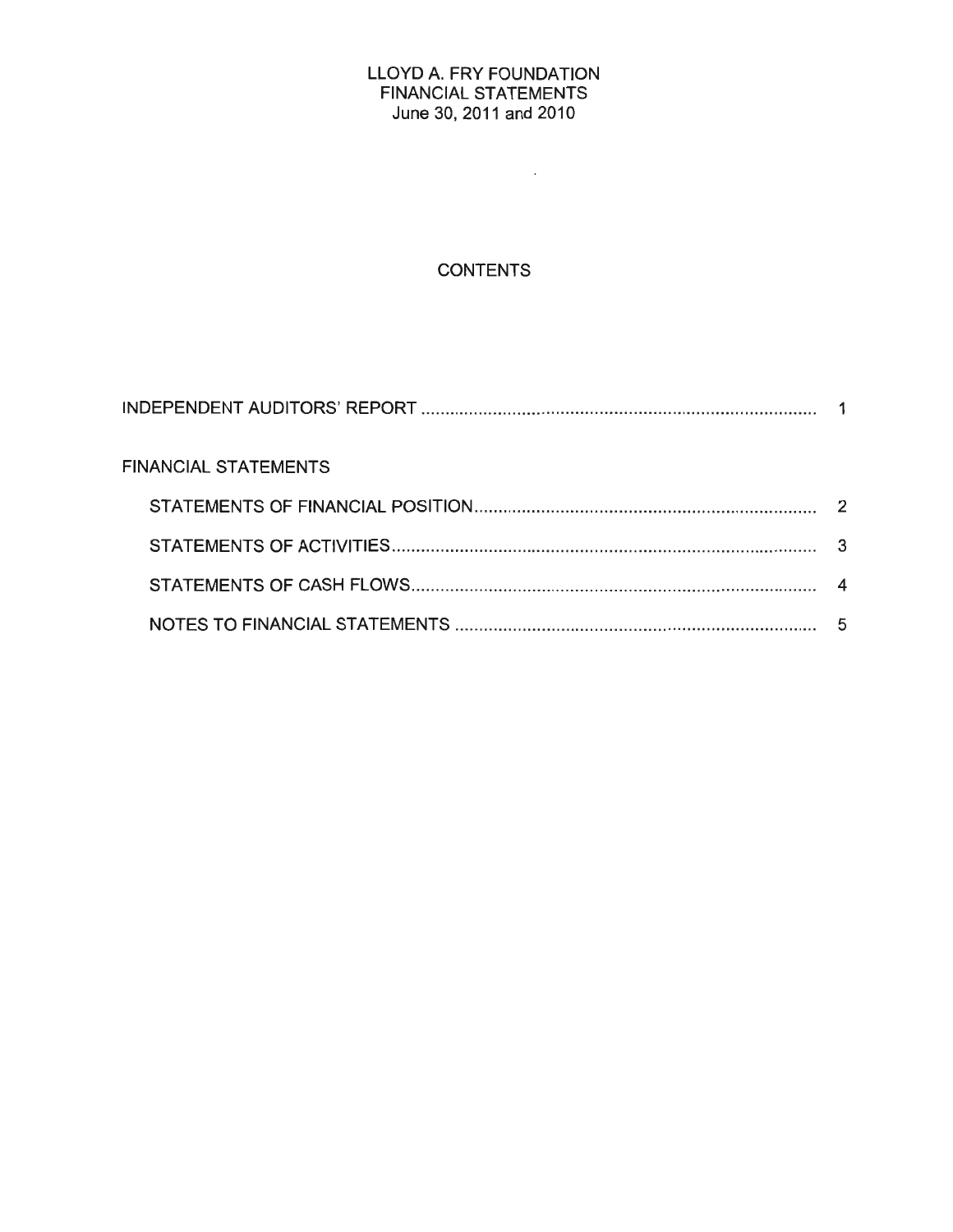# LLOYD A. FRY FOUNDATION
## FINANCIAL STATEMENTS
### June 30, 2011 and 2010

## CONTENTS

| | |
|---|---|
| INDEPENDENT AUDITORS' REPORT | 1 |
| FINANCIAL STATEMENTS | |
| STATEMENTS OF FINANCIAL POSITION | 2 |
| STATEMENTS OF ACTIVITIES | 3 |
| STATEMENTS OF CASH FLOWS | 4 |
| NOTES TO FINANCIAL STATEMENTS | 5 |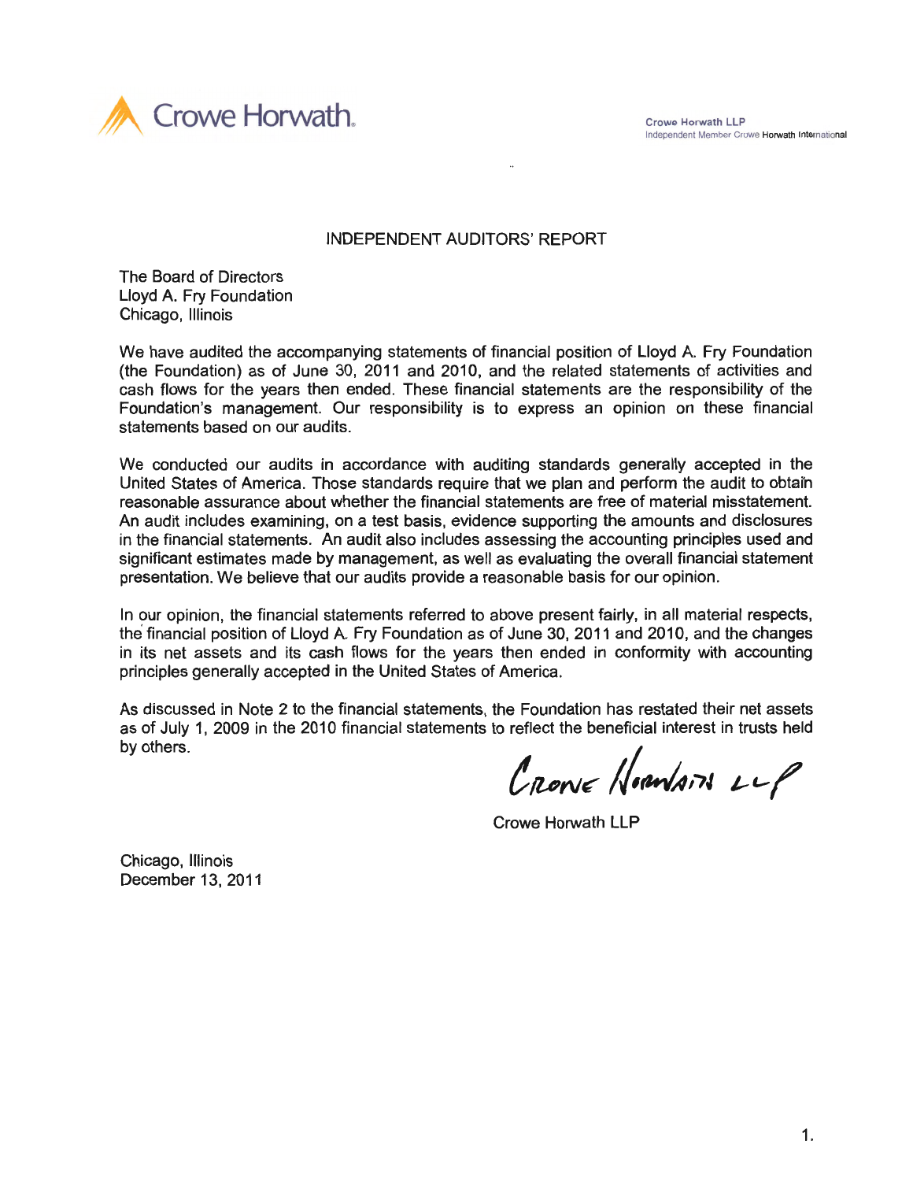Crowe Horwath.

Crowe Horwath LLP
Independent Member Crowe Horwath International

# INDEPENDENT AUDITORS' REPORT

The Board of Directors
Lloyd A. Fry Foundation
Chicago, Illinois

We have audited the accompanying statements of financial position of Lloyd A. Fry Foundation (the Foundation) as of June 30, 2011 and 2010, and the related statements of activities and cash flows for the years then ended. These financial statements are the responsibility of the Foundation's management. Our responsibility is to express an opinion on these financial statements based on our audits.

We conducted our audits in accordance with auditing standards generally accepted in the United States of America. Those standards require that we plan and perform the audit to obtain reasonable assurance about whether the financial statements are free of material misstatement. An audit includes examining, on a test basis, evidence supporting the amounts and disclosures in the financial statements. An audit also includes assessing the accounting principles used and significant estimates made by management, as well as evaluating the overall financial statement presentation. We believe that our audits provide a reasonable basis for our opinion.

In our opinion, the financial statements referred to above present fairly, in all material respects, the financial position of Lloyd A. Fry Foundation as of June 30, 2011 and 2010, and the changes in its net assets and its cash flows for the years then ended in conformity with accounting principles generally accepted in the United States of America.

As discussed in Note 2 to the financial statements, the Foundation has restated their net assets as of July 1, 2009 in the 2010 financial statements to reflect the beneficial interest in trusts held by others.

Crowe Horwath LLP

Crowe Horwath LLP

Chicago, Illinois
December 13, 2011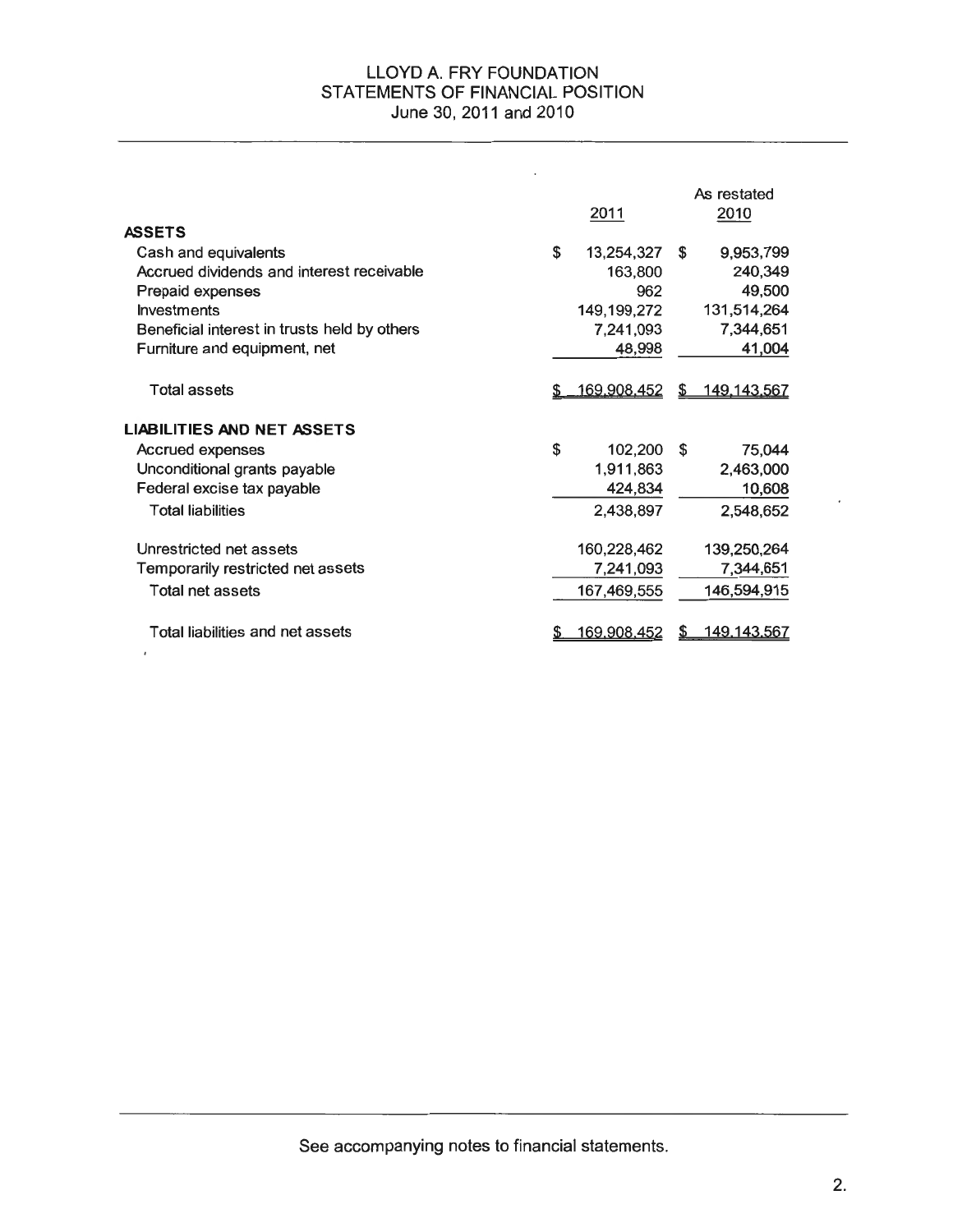# LLOYD A. FRY FOUNDATION
## STATEMENTS OF FINANCIAL POSITION
### June 30, 2011 and 2010

| | 2011 | As restated 2010 |
|---|---|---|
| **ASSETS** | | |
| Cash and equivalents | $ 13,254,327 | $ 9,953,799 |
| Accrued dividends and interest receivable | 163,800 | 240,349 |
| Prepaid expenses | 962 | 49,500 |
| Investments | 149,199,272 | 131,514,264 |
| Beneficial interest in trusts held by others | 7,241,093 | 7,344,651 |
| Furniture and equipment, net | 48,998 | 41,004 |
| Total assets | $ 169,908,452 | $ 149,143,567 |
| **LIABILITIES AND NET ASSETS** | | |
| Accrued expenses | $ 102,200 | $ 75,044 |
| Unconditional grants payable | 1,911,863 | 2,463,000 |
| Federal excise tax payable | 424,834 | 10,608 |
| Total liabilities | 2,438,897 | 2,548,652 |
| Unrestricted net assets | 160,228,462 | 139,250,264 |
| Temporarily restricted net assets | 7,241,093 | 7,344,651 |
| Total net assets | 167,469,555 | 146,594,915 |
| Total liabilities and net assets | $ 169,908,452 | $ 149,143,567 |

See accompanying notes to financial statements.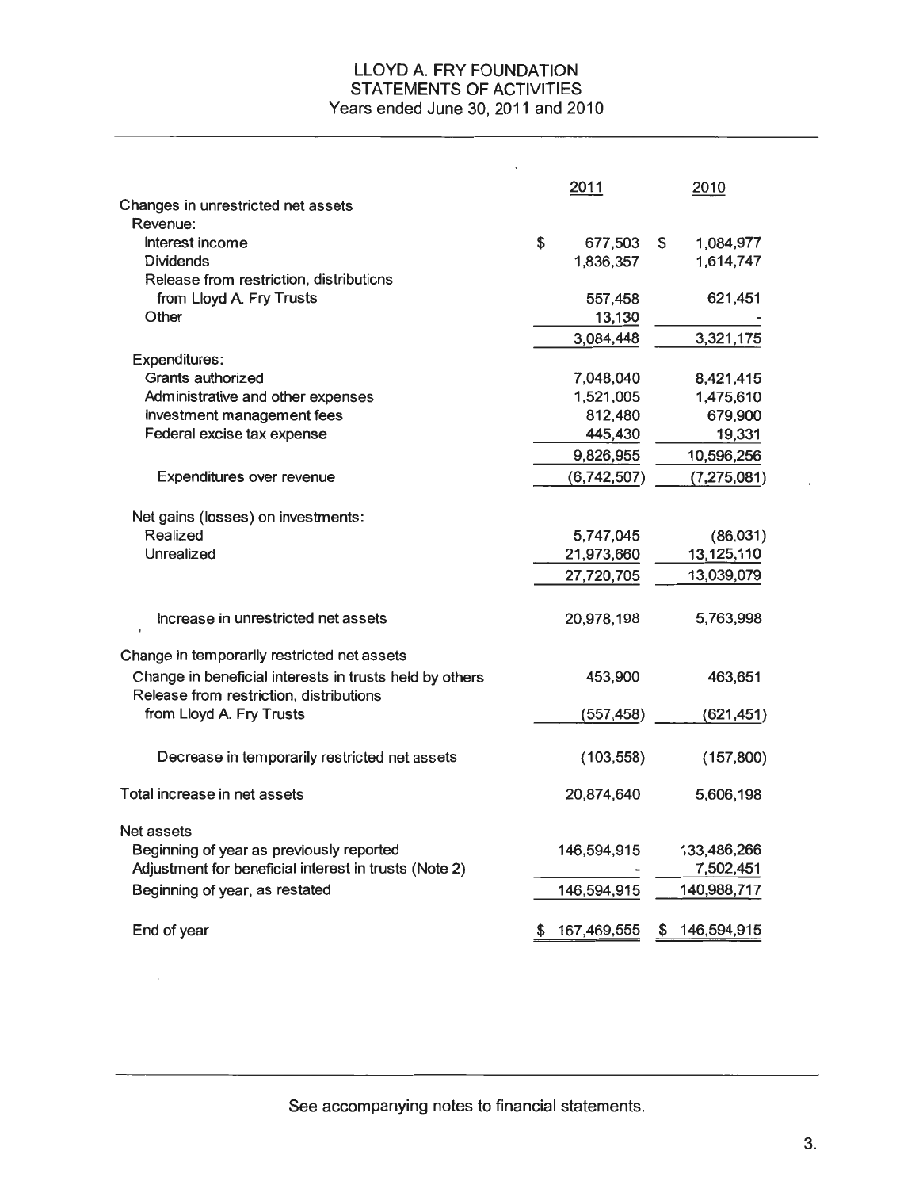# LLOYD A. FRY FOUNDATION
## STATEMENTS OF ACTIVITIES
### Years ended June 30, 2011 and 2010

| | 2011 | 2010 |
|---|---|---|
| Changes in unrestricted net assets | | |
| Revenue: | | |
| Interest income | $ 677,503 | $ 1,084,977 |
| Dividends | 1,836,357 | 1,614,747 |
| Release from restriction, distributions from Lloyd A. Fry Trusts | 557,458 | 621,451 |
| Other | 13,130 | - |
| | 3,084,448 | 3,321,175 |
| Expenditures: | | |
| Grants authorized | 7,048,040 | 8,421,415 |
| Administrative and other expenses | 1,521,005 | 1,475,610 |
| Investment management fees | 812,480 | 679,900 |
| Federal excise tax expense | 445,430 | 19,331 |
| | 9,826,955 | 10,596,256 |
| Expenditures over revenue | (6,742,507) | (7,275,081) |
| Net gains (losses) on investments: | | |
| Realized | 5,747,045 | (86,031) |
| Unrealized | 21,973,660 | 13,125,110 |
| | 27,720,705 | 13,039,079 |
| Increase in unrestricted net assets | 20,978,198 | 5,763,998 |
| Change in temporarily restricted net assets | | |
| Change in beneficial interests in trusts held by others | 453,900 | 463,651 |
| Release from restriction, distributions from Lloyd A. Fry Trusts | (557,458) | (621,451) |
| Decrease in temporarily restricted net assets | (103,558) | (157,800) |
| Total increase in net assets | 20,874,640 | 5,606,198 |
| Net assets | | |
| Beginning of year as previously reported | 146,594,915 | 133,486,266 |
| Adjustment for beneficial interest in trusts (Note 2) | - | 7,502,451 |
| Beginning of year, as restated | 146,594,915 | 140,988,717 |
| End of year | $ 167,469,555 | $ 146,594,915 |

See accompanying notes to financial statements.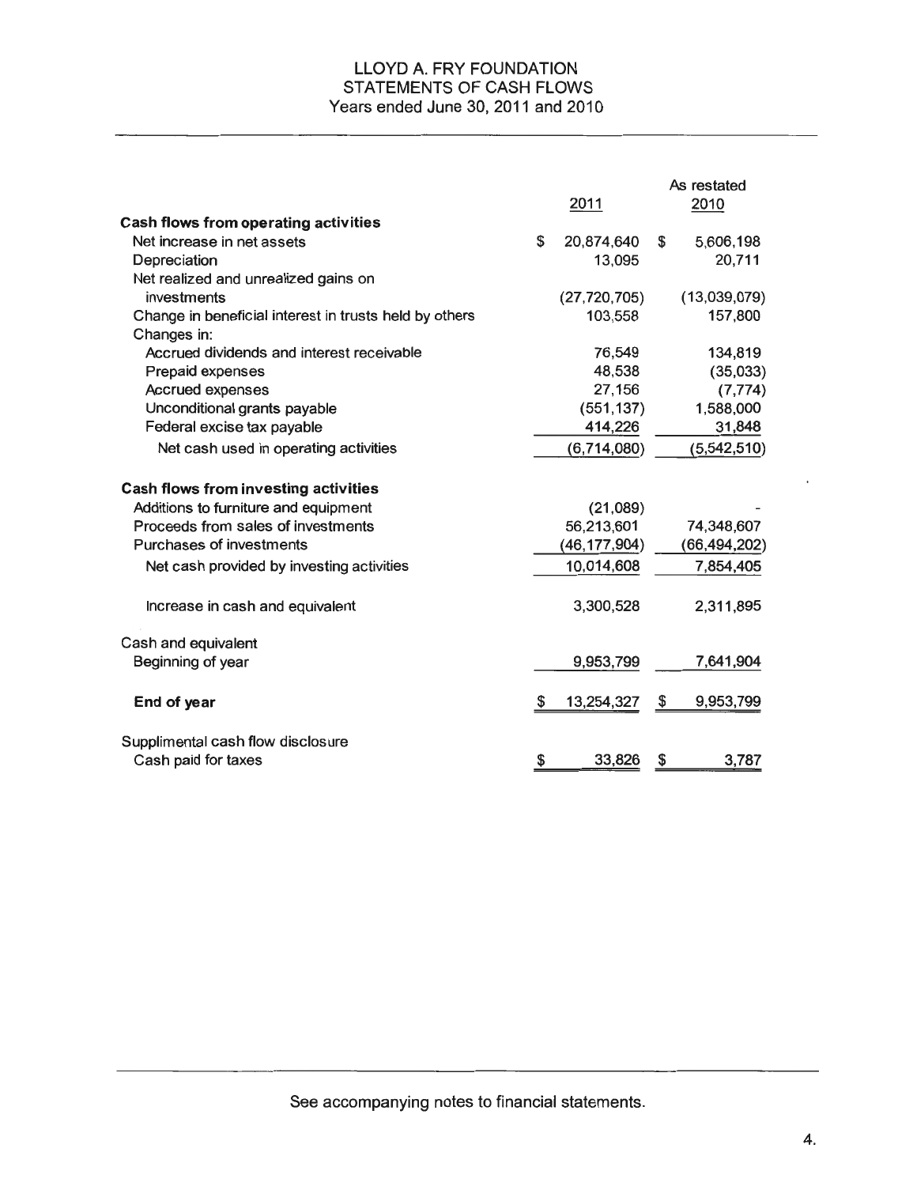# LLOYD A. FRY FOUNDATION
## STATEMENTS OF CASH FLOWS
### Years ended June 30, 2011 and 2010

| | 2011 | As restated 2010 |
|---|---|---|
| **Cash flows from operating activities** | | |
| Net increase in net assets | $ 20,874,640 | $ 5,606,198 |
| Depreciation | 13,095 | 20,711 |
| Net realized and unrealized gains on investments | (27,720,705) | (13,039,079) |
| Change in beneficial interest in trusts held by others | 103,558 | 157,800 |
| Changes in: | | |
| Accrued dividends and interest receivable | 76,549 | 134,819 |
| Prepaid expenses | 48,538 | (35,033) |
| Accrued expenses | 27,156 | (7,774) |
| Unconditional grants payable | (551,137) | 1,588,000 |
| Federal excise tax payable | 414,226 | 31,848 |
| Net cash used in operating activities | (6,714,080) | (5,542,510) |
| **Cash flows from investing activities** | | |
| Additions to furniture and equipment | (21,089) | - |
| Proceeds from sales of investments | 56,213,601 | 74,348,607 |
| Purchases of investments | (46,177,904) | (66,494,202) |
| Net cash provided by investing activities | 10,014,608 | 7,854,405 |
| Increase in cash and equivalent | 3,300,528 | 2,311,895 |
| Cash and equivalent | | |
| Beginning of year | 9,953,799 | 7,641,904 |
| **End of year** | $ 13,254,327 | $ 9,953,799 |
| Supplimental cash flow disclosure | | |
| Cash paid for taxes | $ 33,826 | $ 3,787 |

See accompanying notes to financial statements.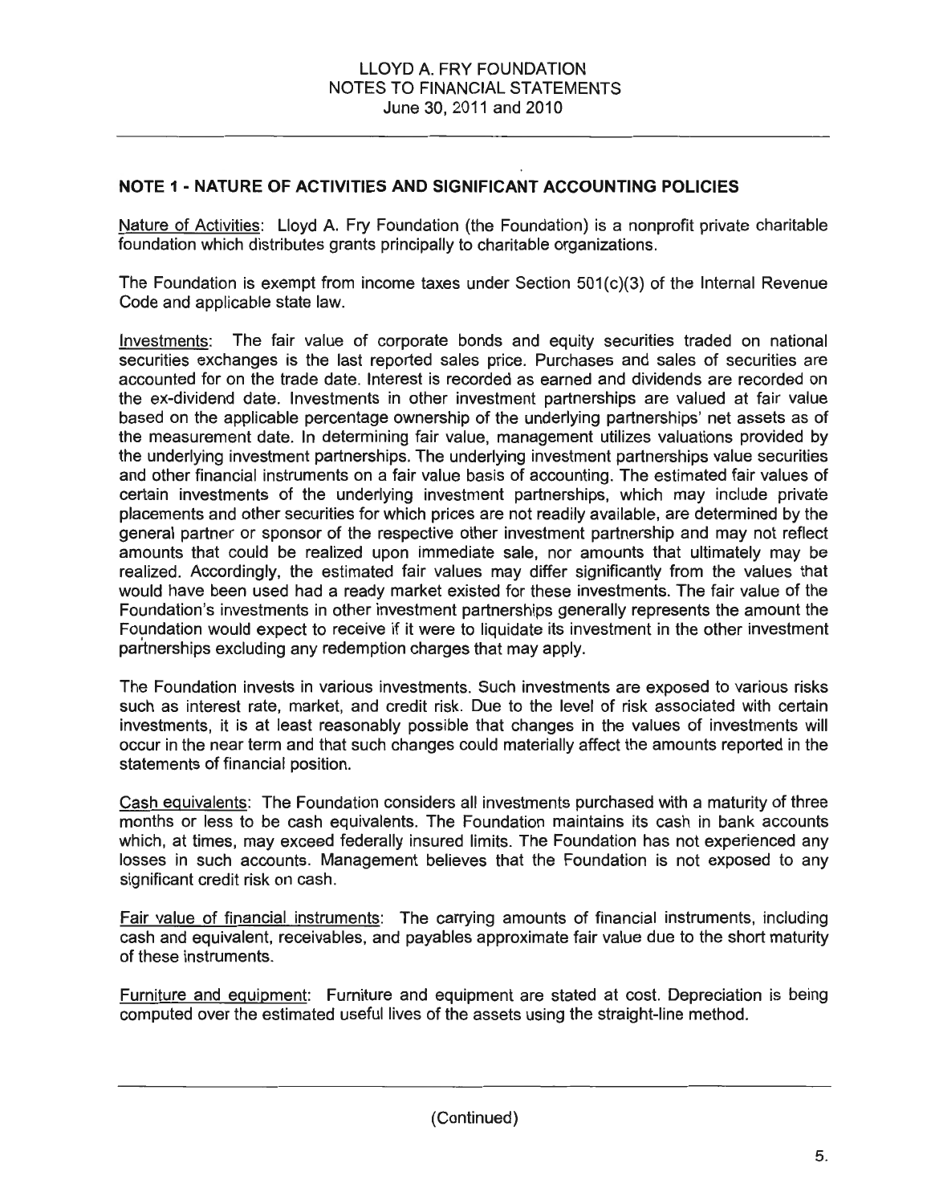## NOTE 1 - NATURE OF ACTIVITIES AND SIGNIFICANT ACCOUNTING POLICIES

Nature of Activities: Lloyd A. Fry Foundation (the Foundation) is a nonprofit private charitable foundation which distributes grants principally to charitable organizations.

The Foundation is exempt from income taxes under Section 501(c)(3) of the Internal Revenue Code and applicable state law.

Investments: The fair value of corporate bonds and equity securities traded on national securities exchanges is the last reported sales price. Purchases and sales of securities are accounted for on the trade date. Interest is recorded as earned and dividends are recorded on the ex-dividend date. Investments in other investment partnerships are valued at fair value based on the applicable percentage ownership of the underlying partnerships' net assets as of the measurement date. In determining fair value, management utilizes valuations provided by the underlying investment partnerships. The underlying investment partnerships value securities and other financial instruments on a fair value basis of accounting. The estimated fair values of certain investments of the underlying investment partnerships, which may include private placements and other securities for which prices are not readily available, are determined by the general partner or sponsor of the respective other investment partnership and may not reflect amounts that could be realized upon immediate sale, nor amounts that ultimately may be realized. Accordingly, the estimated fair values may differ significantly from the values that would have been used had a ready market existed for these investments. The fair value of the Foundation's investments in other investment partnerships generally represents the amount the Foundation would expect to receive if it were to liquidate its investment in the other investment partnerships excluding any redemption charges that may apply.

The Foundation invests in various investments. Such investments are exposed to various risks such as interest rate, market, and credit risk. Due to the level of risk associated with certain investments, it is at least reasonably possible that changes in the values of investments will occur in the near term and that such changes could materially affect the amounts reported in the statements of financial position.

Cash equivalents: The Foundation considers all investments purchased with a maturity of three months or less to be cash equivalents. The Foundation maintains its cash in bank accounts which, at times, may exceed federally insured limits. The Foundation has not experienced any losses in such accounts. Management believes that the Foundation is not exposed to any significant credit risk on cash.

Fair value of financial instruments: The carrying amounts of financial instruments, including cash and equivalent, receivables, and payables approximate fair value due to the short maturity of these instruments.

Furniture and equipment: Furniture and equipment are stated at cost. Depreciation is being computed over the estimated useful lives of the assets using the straight-line method.

(Continued)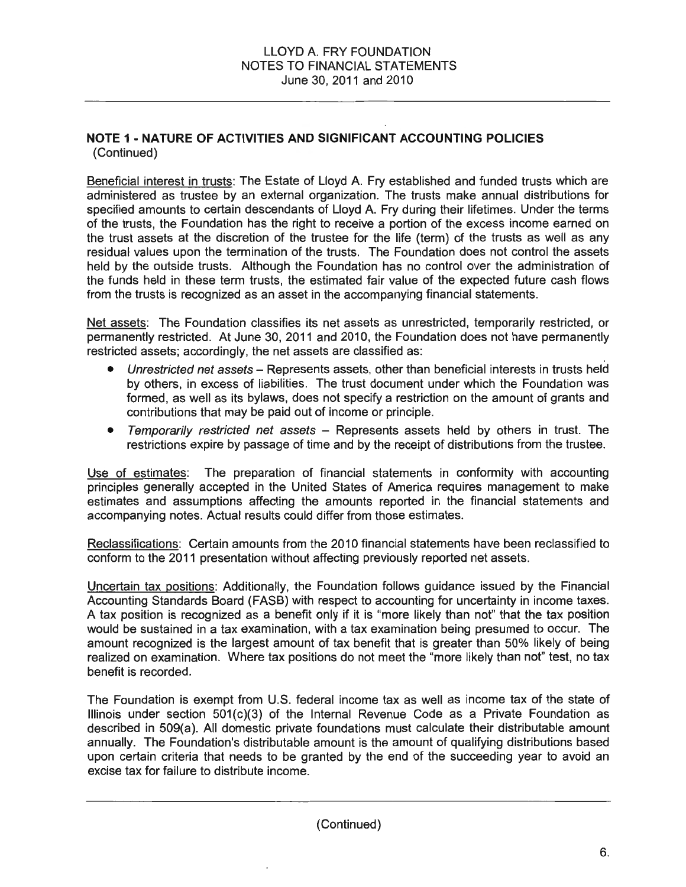## NOTE 1 - NATURE OF ACTIVITIES AND SIGNIFICANT ACCOUNTING POLICIES (Continued)

Beneficial interest in trusts: The Estate of Lloyd A. Fry established and funded trusts which are administered as trustee by an external organization. The trusts make annual distributions for specified amounts to certain descendants of Lloyd A. Fry during their lifetimes. Under the terms of the trusts, the Foundation has the right to receive a portion of the excess income earned on the trust assets at the discretion of the trustee for the life (term) of the trusts as well as any residual values upon the termination of the trusts. The Foundation does not control the assets held by the outside trusts. Although the Foundation has no control over the administration of the funds held in these term trusts, the estimated fair value of the expected future cash flows from the trusts is recognized as an asset in the accompanying financial statements.

Net assets: The Foundation classifies its net assets as unrestricted, temporarily restricted, or permanently restricted. At June 30, 2011 and 2010, the Foundation does not have permanently restricted assets; accordingly, the net assets are classified as:

- *Unrestricted net assets* – Represents assets, other than beneficial interests in trusts held by others, in excess of liabilities. The trust document under which the Foundation was formed, as well as its bylaws, does not specify a restriction on the amount of grants and contributions that may be paid out of income or principle.
- *Temporarily restricted net assets* – Represents assets held by others in trust. The restrictions expire by passage of time and by the receipt of distributions from the trustee.

Use of estimates: The preparation of financial statements in conformity with accounting principles generally accepted in the United States of America requires management to make estimates and assumptions affecting the amounts reported in the financial statements and accompanying notes. Actual results could differ from those estimates.

Reclassifications: Certain amounts from the 2010 financial statements have been reclassified to conform to the 2011 presentation without affecting previously reported net assets.

Uncertain tax positions: Additionally, the Foundation follows guidance issued by the Financial Accounting Standards Board (FASB) with respect to accounting for uncertainty in income taxes. A tax position is recognized as a benefit only if it is "more likely than not" that the tax position would be sustained in a tax examination, with a tax examination being presumed to occur. The amount recognized is the largest amount of tax benefit that is greater than 50% likely of being realized on examination. Where tax positions do not meet the "more likely than not" test, no tax benefit is recorded.

The Foundation is exempt from U.S. federal income tax as well as income tax of the state of Illinois under section 501(c)(3) of the Internal Revenue Code as a Private Foundation as described in 509(a). All domestic private foundations must calculate their distributable amount annually. The Foundation's distributable amount is the amount of qualifying distributions based upon certain criteria that needs to be granted by the end of the succeeding year to avoid an excise tax for failure to distribute income.

(Continued)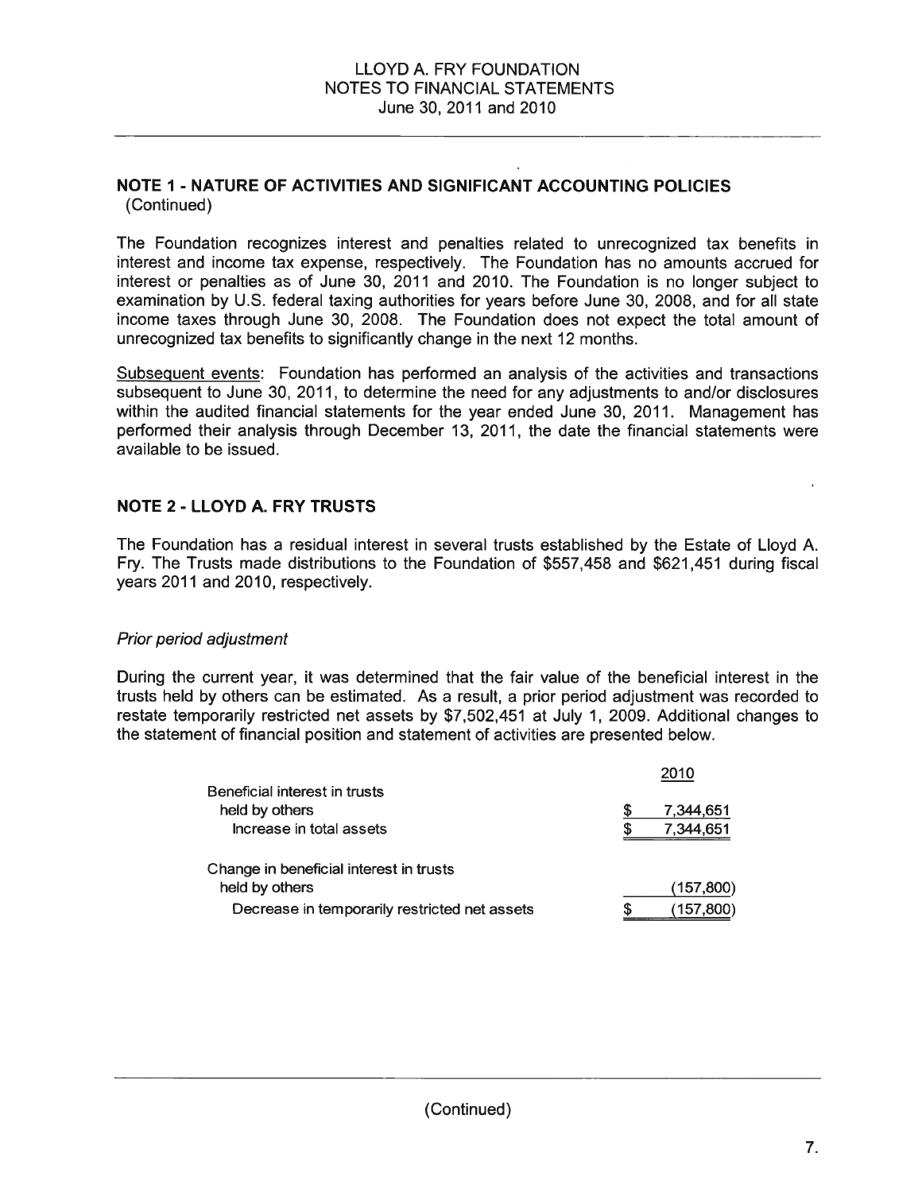## NOTE 1 - NATURE OF ACTIVITIES AND SIGNIFICANT ACCOUNTING POLICIES
(Continued)

The Foundation recognizes interest and penalties related to unrecognized tax benefits in interest and income tax expense, respectively. The Foundation has no amounts accrued for interest or penalties as of June 30, 2011 and 2010. The Foundation is no longer subject to examination by U.S. federal taxing authorities for years before June 30, 2008, and for all state income taxes through June 30, 2008. The Foundation does not expect the total amount of unrecognized tax benefits to significantly change in the next 12 months.

Subsequent events: Foundation has performed an analysis of the activities and transactions subsequent to June 30, 2011, to determine the need for any adjustments to and/or disclosures within the audited financial statements for the year ended June 30, 2011. Management has performed their analysis through December 13, 2011, the date the financial statements were available to be issued.

## NOTE 2 - LLOYD A. FRY TRUSTS

The Foundation has a residual interest in several trusts established by the Estate of Lloyd A. Fry. The Trusts made distributions to the Foundation of $557,458 and $621,451 during fiscal years 2011 and 2010, respectively.

*Prior period adjustment*

During the current year, it was determined that the fair value of the beneficial interest in the trusts held by others can be estimated. As a result, a prior period adjustment was recorded to restate temporarily restricted net assets by $7,502,451 at July 1, 2009. Additional changes to the statement of financial position and statement of activities are presented below.

| | 2010 |
|---|---|
| Beneficial interest in trusts held by others | $ 7,344,651 |
| Increase in total assets | $ 7,344,651 |
| | |
| Change in beneficial interest in trusts held by others | (157,800) |
| Decrease in temporarily restricted net assets | $ (157,800) |

(Continued)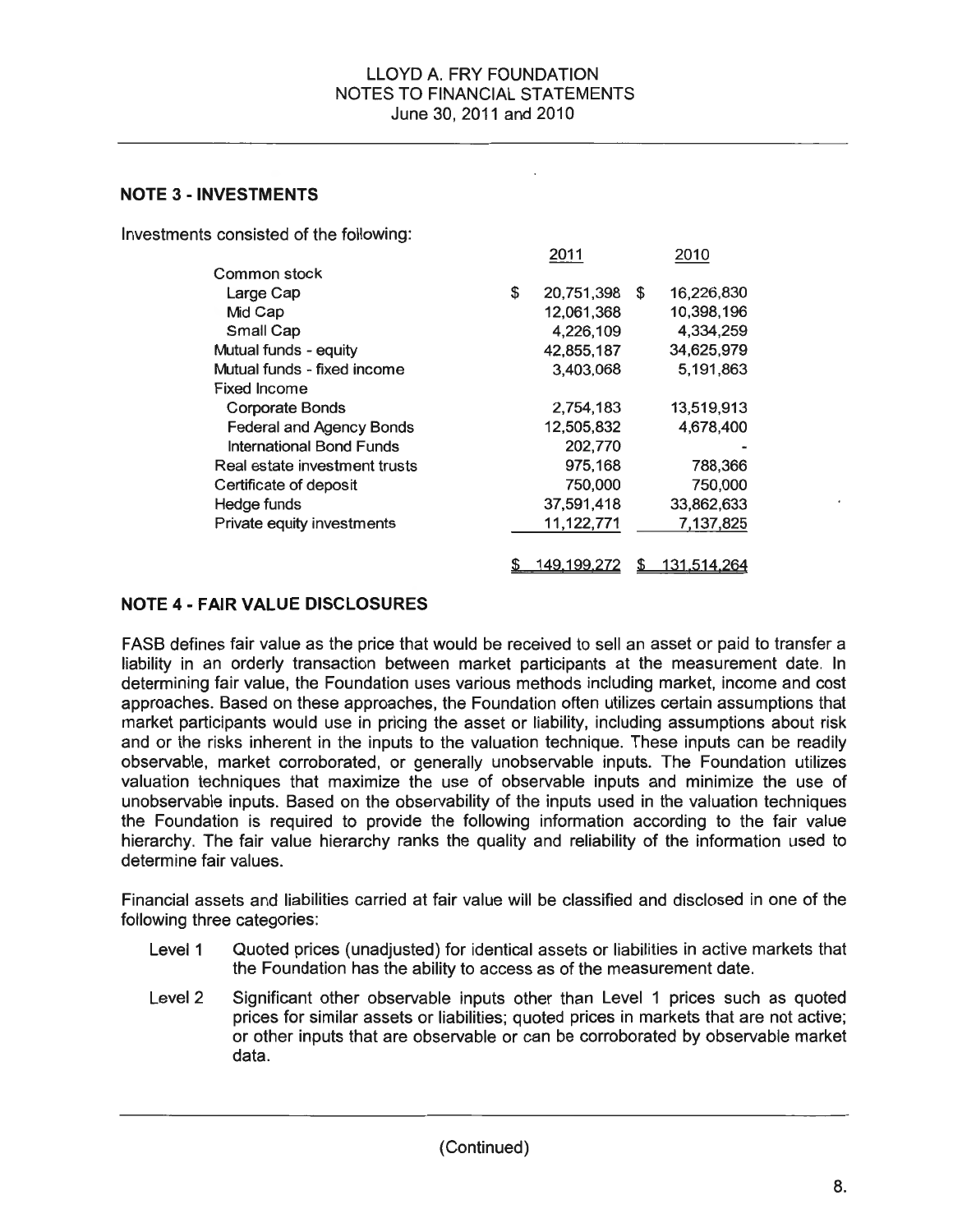## NOTE 3 - INVESTMENTS

Investments consisted of the following:

| | 2011 | 2010 |
|---|---|---|
| Common stock | | |
| Large Cap | $ 20,751,398 | $ 16,226,830 |
| Mid Cap | 12,061,368 | 10,398,196 |
| Small Cap | 4,226,109 | 4,334,259 |
| Mutual funds - equity | 42,855,187 | 34,625,979 |
| Mutual funds - fixed income | 3,403,068 | 5,191,863 |
| Fixed Income | | |
| Corporate Bonds | 2,754,183 | 13,519,913 |
| Federal and Agency Bonds | 12,505,832 | 4,678,400 |
| International Bond Funds | 202,770 | - |
| Real estate investment trusts | 975,168 | 788,366 |
| Certificate of deposit | 750,000 | 750,000 |
| Hedge funds | 37,591,418 | 33,862,633 |
| Private equity investments | 11,122,771 | 7,137,825 |
| | $ 149,199,272 | $ 131,514,264 |

## NOTE 4 - FAIR VALUE DISCLOSURES

FASB defines fair value as the price that would be received to sell an asset or paid to transfer a liability in an orderly transaction between market participants at the measurement date. In determining fair value, the Foundation uses various methods including market, income and cost approaches. Based on these approaches, the Foundation often utilizes certain assumptions that market participants would use in pricing the asset or liability, including assumptions about risk and or the risks inherent in the inputs to the valuation technique. These inputs can be readily observable, market corroborated, or generally unobservable inputs. The Foundation utilizes valuation techniques that maximize the use of observable inputs and minimize the use of unobservable inputs. Based on the observability of the inputs used in the valuation techniques the Foundation is required to provide the following information according to the fair value hierarchy. The fair value hierarchy ranks the quality and reliability of the information used to determine fair values.

Financial assets and liabilities carried at fair value will be classified and disclosed in one of the following three categories:

- Level 1 Quoted prices (unadjusted) for identical assets or liabilities in active markets that the Foundation has the ability to access as of the measurement date.
- Level 2 Significant other observable inputs other than Level 1 prices such as quoted prices for similar assets or liabilities; quoted prices in markets that are not active; or other inputs that are observable or can be corroborated by observable market data.

(Continued)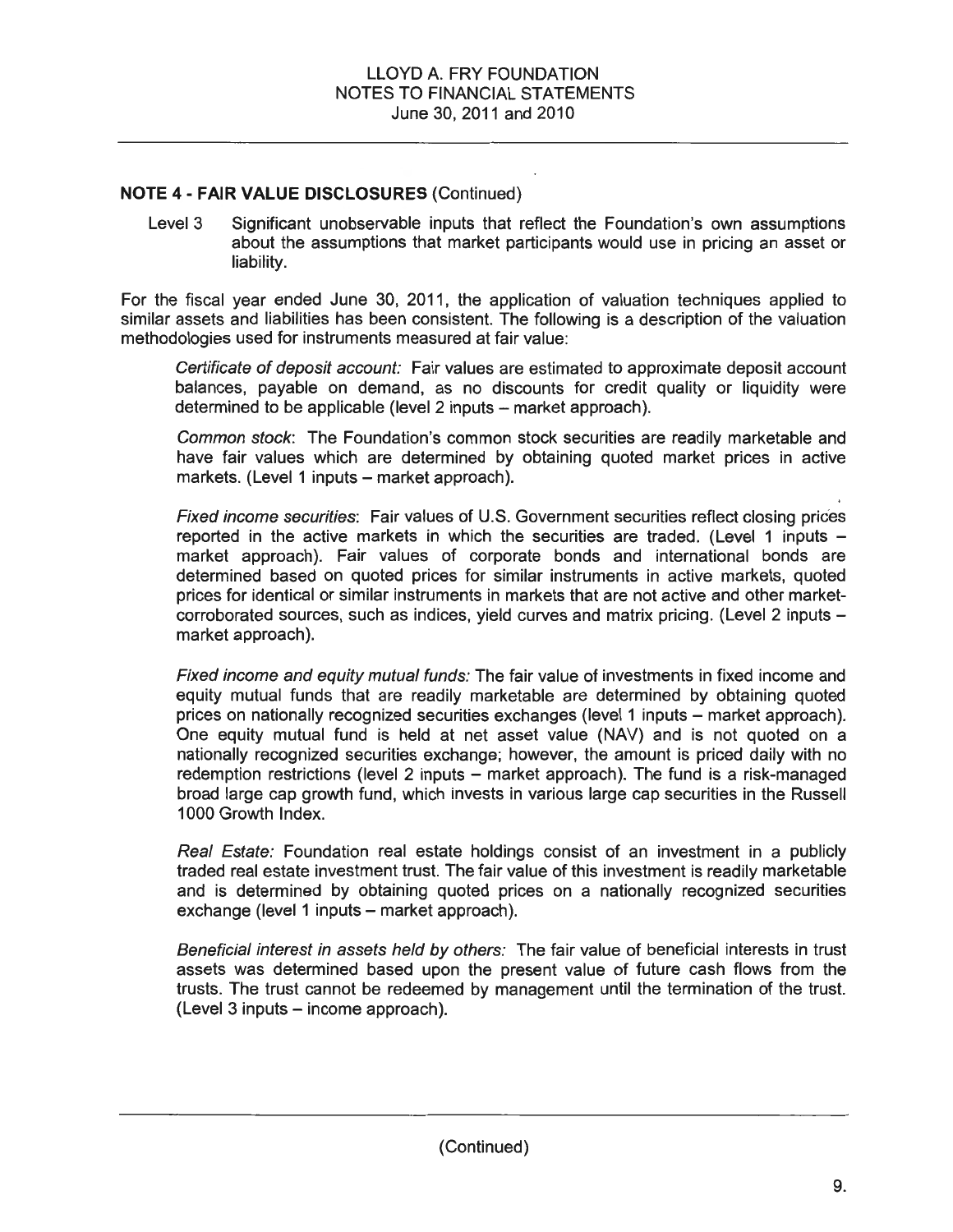## NOTE 4 - FAIR VALUE DISCLOSURES (Continued)

Level 3 Significant unobservable inputs that reflect the Foundation's own assumptions about the assumptions that market participants would use in pricing an asset or liability.

For the fiscal year ended June 30, 2011, the application of valuation techniques applied to similar assets and liabilities has been consistent. The following is a description of the valuation methodologies used for instruments measured at fair value:

*Certificate of deposit account:* Fair values are estimated to approximate deposit account balances, payable on demand, as no discounts for credit quality or liquidity were determined to be applicable (level 2 inputs – market approach).

*Common stock*: The Foundation's common stock securities are readily marketable and have fair values which are determined by obtaining quoted market prices in active markets. (Level 1 inputs – market approach).

*Fixed income securities*: Fair values of U.S. Government securities reflect closing prices reported in the active markets in which the securities are traded. (Level 1 inputs – market approach). Fair values of corporate bonds and international bonds are determined based on quoted prices for similar instruments in active markets, quoted prices for identical or similar instruments in markets that are not active and other market-corroborated sources, such as indices, yield curves and matrix pricing. (Level 2 inputs – market approach).

*Fixed income and equity mutual funds:* The fair value of investments in fixed income and equity mutual funds that are readily marketable are determined by obtaining quoted prices on nationally recognized securities exchanges (level 1 inputs – market approach). One equity mutual fund is held at net asset value (NAV) and is not quoted on a nationally recognized securities exchange; however, the amount is priced daily with no redemption restrictions (level 2 inputs – market approach). The fund is a risk-managed broad large cap growth fund, which invests in various large cap securities in the Russell 1000 Growth Index.

*Real Estate:* Foundation real estate holdings consist of an investment in a publicly traded real estate investment trust. The fair value of this investment is readily marketable and is determined by obtaining quoted prices on a nationally recognized securities exchange (level 1 inputs – market approach).

*Beneficial interest in assets held by others:* The fair value of beneficial interests in trust assets was determined based upon the present value of future cash flows from the trusts. The trust cannot be redeemed by management until the termination of the trust. (Level 3 inputs – income approach).

(Continued)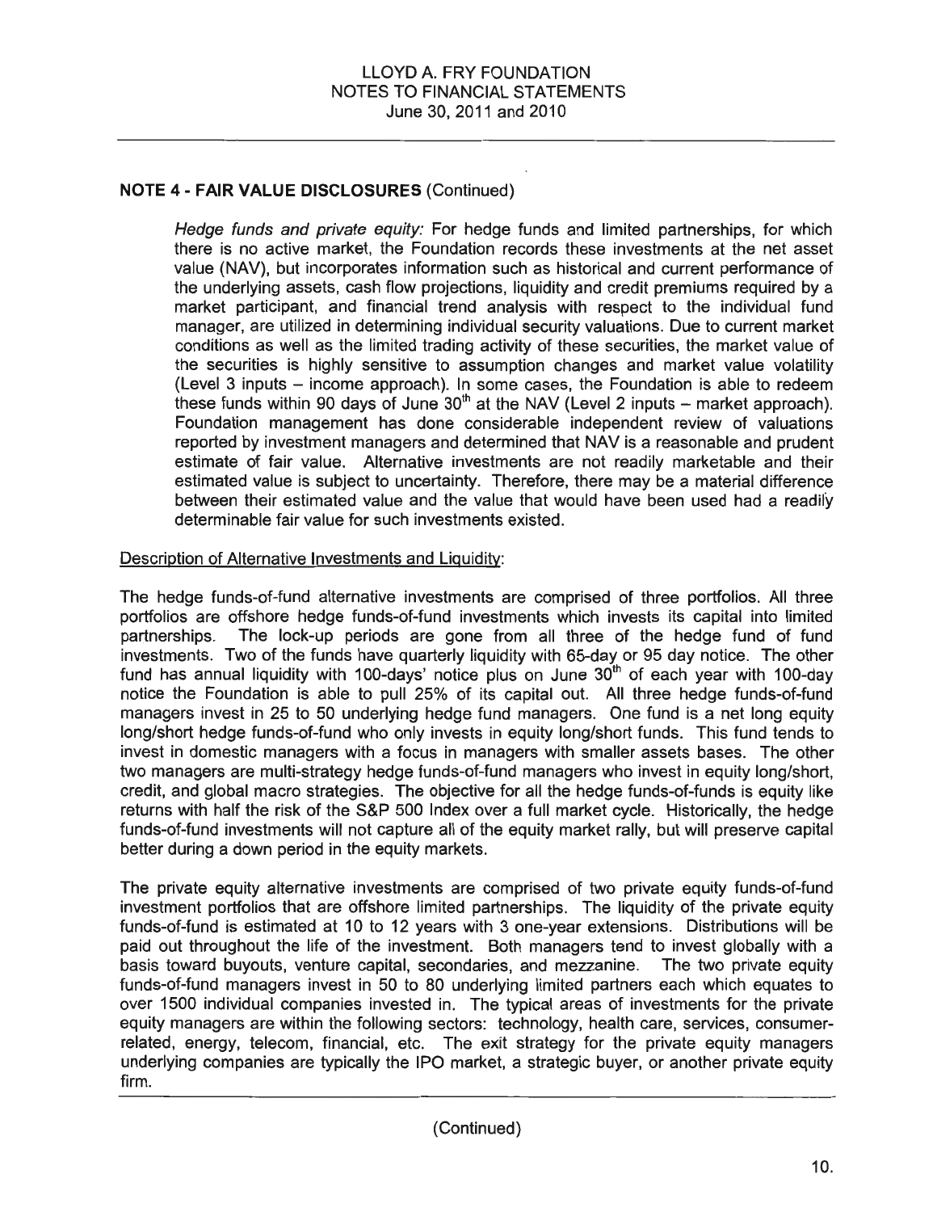## NOTE 4 - FAIR VALUE DISCLOSURES (Continued)

*Hedge funds and private equity:* For hedge funds and limited partnerships, for which there is no active market, the Foundation records these investments at the net asset value (NAV), but incorporates information such as historical and current performance of the underlying assets, cash flow projections, liquidity and credit premiums required by a market participant, and financial trend analysis with respect to the individual fund manager, are utilized in determining individual security valuations. Due to current market conditions as well as the limited trading activity of these securities, the market value of the securities is highly sensitive to assumption changes and market value volatility (Level 3 inputs – income approach). In some cases, the Foundation is able to redeem these funds within 90 days of June 30th at the NAV (Level 2 inputs – market approach). Foundation management has done considerable independent review of valuations reported by investment managers and determined that NAV is a reasonable and prudent estimate of fair value. Alternative investments are not readily marketable and their estimated value is subject to uncertainty. Therefore, there may be a material difference between their estimated value and the value that would have been used had a readily determinable fair value for such investments existed.

Description of Alternative Investments and Liquidity:

The hedge funds-of-fund alternative investments are comprised of three portfolios. All three portfolios are offshore hedge funds-of-fund investments which invests its capital into limited partnerships. The lock-up periods are gone from all three of the hedge fund of fund investments. Two of the funds have quarterly liquidity with 65-day or 95 day notice. The other fund has annual liquidity with 100-days' notice plus on June 30th of each year with 100-day notice the Foundation is able to pull 25% of its capital out. All three hedge funds-of-fund managers invest in 25 to 50 underlying hedge fund managers. One fund is a net long equity long/short hedge funds-of-fund who only invests in equity long/short funds. This fund tends to invest in domestic managers with a focus in managers with smaller assets bases. The other two managers are multi-strategy hedge funds-of-fund managers who invest in equity long/short, credit, and global macro strategies. The objective for all the hedge funds-of-funds is equity like returns with half the risk of the S&P 500 Index over a full market cycle. Historically, the hedge funds-of-fund investments will not capture all of the equity market rally, but will preserve capital better during a down period in the equity markets.

The private equity alternative investments are comprised of two private equity funds-of-fund investment portfolios that are offshore limited partnerships. The liquidity of the private equity funds-of-fund is estimated at 10 to 12 years with 3 one-year extensions. Distributions will be paid out throughout the life of the investment. Both managers tend to invest globally with a basis toward buyouts, venture capital, secondaries, and mezzanine. The two private equity funds-of-fund managers invest in 50 to 80 underlying limited partners each which equates to over 1500 individual companies invested in. The typical areas of investments for the private equity managers are within the following sectors: technology, health care, services, consumer-related, energy, telecom, financial, etc. The exit strategy for the private equity managers underlying companies are typically the IPO market, a strategic buyer, or another private equity firm.

(Continued)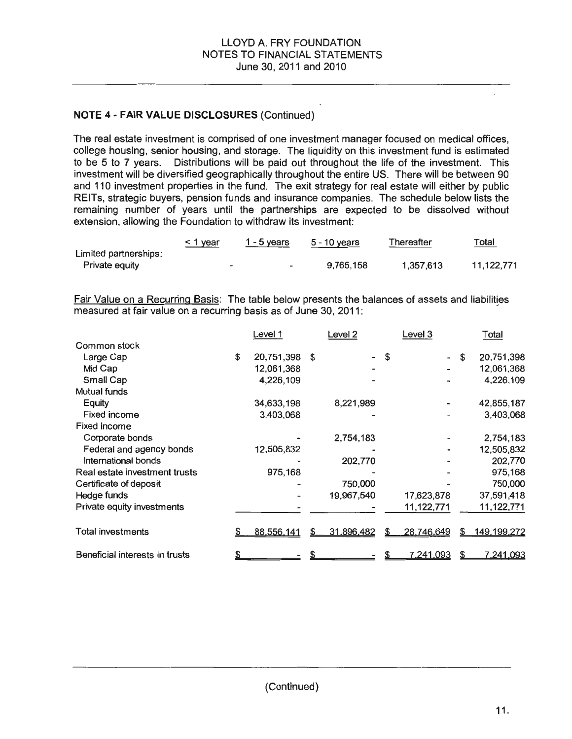LLOYD A. FRY FOUNDATION
NOTES TO FINANCIAL STATEMENTS
June 30, 2011 and 2010

**NOTE 4 - FAIR VALUE DISCLOSURES (Continued)**

The real estate investment is comprised of one investment manager focused on medical offices, college housing, senior housing, and storage. The liquidity on this investment fund is estimated to be 5 to 7 years. Distributions will be paid out throughout the life of the investment. This investment will be diversified geographically throughout the entire US. There will be between 90 and 110 investment properties in the fund. The exit strategy for real estate will either by public REITs, strategic buyers, pension funds and insurance companies. The schedule below lists the remaining number of years until the partnerships are expected to be dissolved without extension, allowing the Foundation to withdraw its investment:

| | < 1 year | 1 - 5 years | 5 - 10 years | Thereafter | Total |
|---|---|---|---|---|---|
| Limited partnerships: | | | | | |
| Private equity | - | - | 9,765,158 | 1,357,613 | 11,122,771 |

Fair Value on a Recurring Basis: The table below presents the balances of assets and liabilities measured at fair value on a recurring basis as of June 30, 2011:

| | Level 1 | Level 2 | Level 3 | Total |
|---|---|---|---|---|
| Common stock | | | | |
| Large Cap | $ 20,751,398 | $ - | $ - | $ 20,751,398 |
| Mid Cap | 12,061,368 | - | - | 12,061,368 |
| Small Cap | 4,226,109 | - | - | 4,226,109 |
| Mutual funds | | | | |
| Equity | 34,633,198 | 8,221,989 | - | 42,855,187 |
| Fixed income | 3,403,068 | - | - | 3,403,068 |
| Fixed income | | | | |
| Corporate bonds | - | 2,754,183 | - | 2,754,183 |
| Federal and agency bonds | 12,505,832 | - | - | 12,505,832 |
| International bonds | - | 202,770 | - | 202,770 |
| Real estate investment trusts | 975,168 | - | - | 975,168 |
| Certificate of deposit | - | 750,000 | - | 750,000 |
| Hedge funds | - | 19,967,540 | 17,623,878 | 37,591,418 |
| Private equity investments | - | - | 11,122,771 | 11,122,771 |
| Total investments | $ 88,556,141 | $ 31,896,482 | $ 28,746,649 | $ 149,199,272 |
| Beneficial interests in trusts | $ - | $ - | $ 7,241,093 | $ 7,241,093 |

(Continued)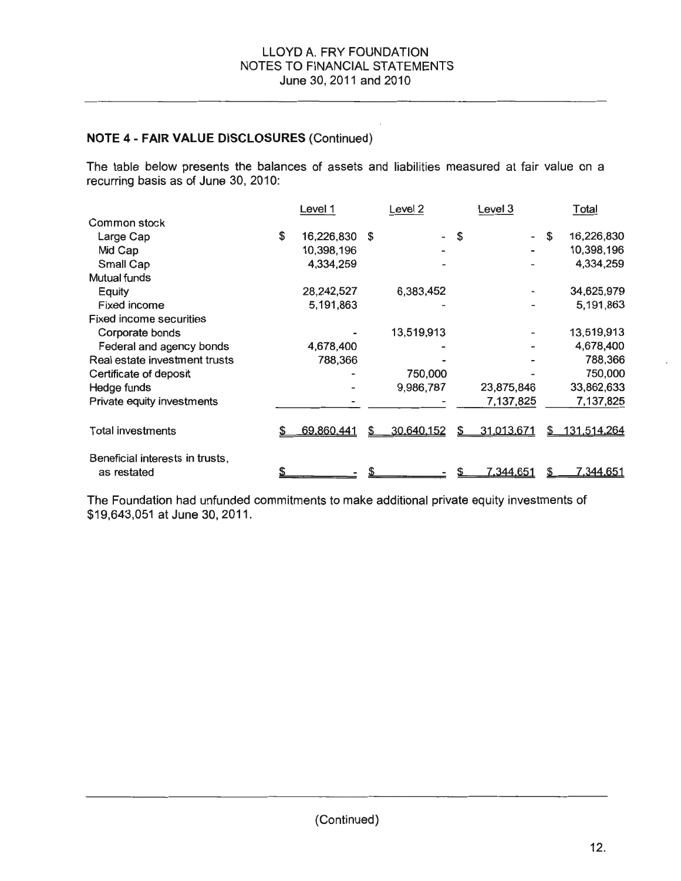## NOTE 4 - FAIR VALUE DISCLOSURES (Continued)

The table below presents the balances of assets and liabilities measured at fair value on a recurring basis as of June 30, 2010:

| | Level 1 | Level 2 | Level 3 | Total |
|---|---|---|---|---|
| Common stock | | | | |
| Large Cap | $ 16,226,830 | $ - | $ - | $ 16,226,830 |
| Mid Cap | 10,398,196 | - | - | 10,398,196 |
| Small Cap | 4,334,259 | - | - | 4,334,259 |
| Mutual funds | | | | |
| Equity | 28,242,527 | 6,383,452 | - | 34,625,979 |
| Fixed income | 5,191,863 | - | - | 5,191,863 |
| Fixed income securities | | | | |
| Corporate bonds | - | 13,519,913 | - | 13,519,913 |
| Federal and agency bonds | 4,678,400 | - | - | 4,678,400 |
| Real estate investment trusts | 788,366 | - | - | 788,366 |
| Certificate of deposit | - | 750,000 | - | 750,000 |
| Hedge funds | - | 9,986,787 | 23,875,846 | 33,862,633 |
| Private equity investments | - | - | 7,137,825 | 7,137,825 |
| Total investments | $ 69,860,441 | $ 30,640,152 | $ 31,013,671 | $ 131,514,264 |
| Beneficial interests in trusts, as restated | $ - | $ - | $ 7,344,651 | $ 7,344,651 |

The Foundation had unfunded commitments to make additional private equity investments of $19,643,051 at June 30, 2011.

(Continued)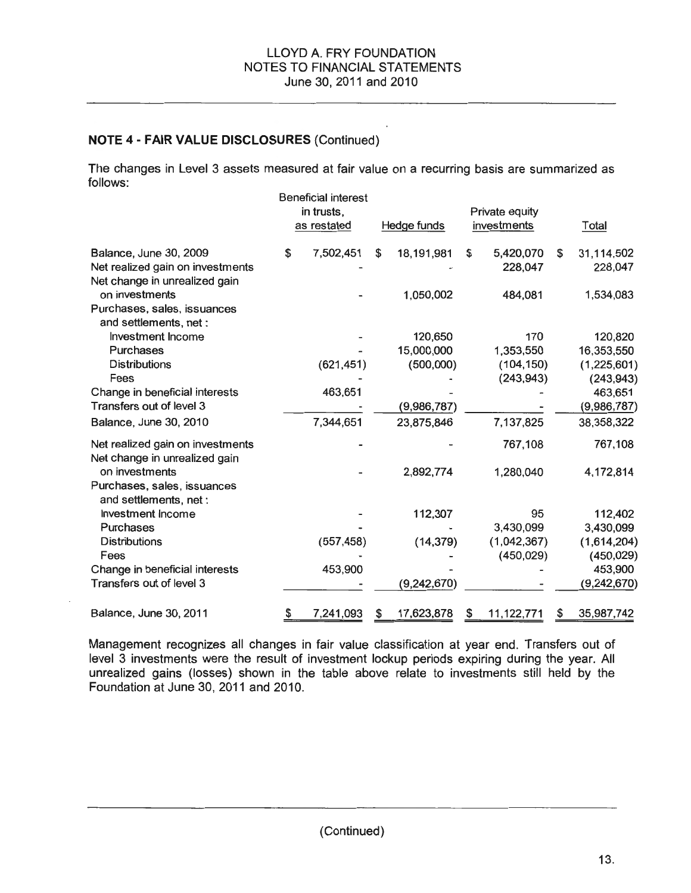## NOTE 4 - FAIR VALUE DISCLOSURES (Continued)

The changes in Level 3 assets measured at fair value on a recurring basis are summarized as follows:

| | Beneficial interest in trusts, as restated | Hedge funds | Private equity investments | Total |
|---|---|---|---|---|
| Balance, June 30, 2009 | $ 7,502,451 | $ 18,191,981 | $ 5,420,070 | $ 31,114,502 |
| Net realized gain on investments | - | - | 228,047 | 228,047 |
| Net change in unrealized gain on investments | - | 1,050,002 | 484,081 | 1,534,083 |
| Purchases, sales, issuances and settlements, net : | | | | |
| Investment Income | - | 120,650 | 170 | 120,820 |
| Purchases | - | 15,000,000 | 1,353,550 | 16,353,550 |
| Distributions | (621,451) | (500,000) | (104,150) | (1,225,601) |
| Fees | - | - | (243,943) | (243,943) |
| Change in beneficial interests | 463,651 | - | - | 463,651 |
| Transfers out of level 3 | - | (9,986,787) | - | (9,986,787) |
| Balance, June 30, 2010 | 7,344,651 | 23,875,846 | 7,137,825 | 38,358,322 |
| Net realized gain on investments | - | - | 767,108 | 767,108 |
| Net change in unrealized gain on investments | - | 2,892,774 | 1,280,040 | 4,172,814 |
| Purchases, sales, issuances and settlements, net : | | | | |
| Investment Income | - | 112,307 | 95 | 112,402 |
| Purchases | - | - | 3,430,099 | 3,430,099 |
| Distributions | (557,458) | (14,379) | (1,042,367) | (1,614,204) |
| Fees | - | - | (450,029) | (450,029) |
| Change in beneficial interests | 453,900 | - | - | 453,900 |
| Transfers out of level 3 | - | (9,242,670) | - | (9,242,670) |
| Balance, June 30, 2011 | $ 7,241,093 | $ 17,623,878 | $ 11,122,771 | $ 35,987,742 |

Management recognizes all changes in fair value classification at year end. Transfers out of level 3 investments were the result of investment lockup periods expiring during the year. All unrealized gains (losses) shown in the table above relate to investments still held by the Foundation at June 30, 2011 and 2010.

(Continued)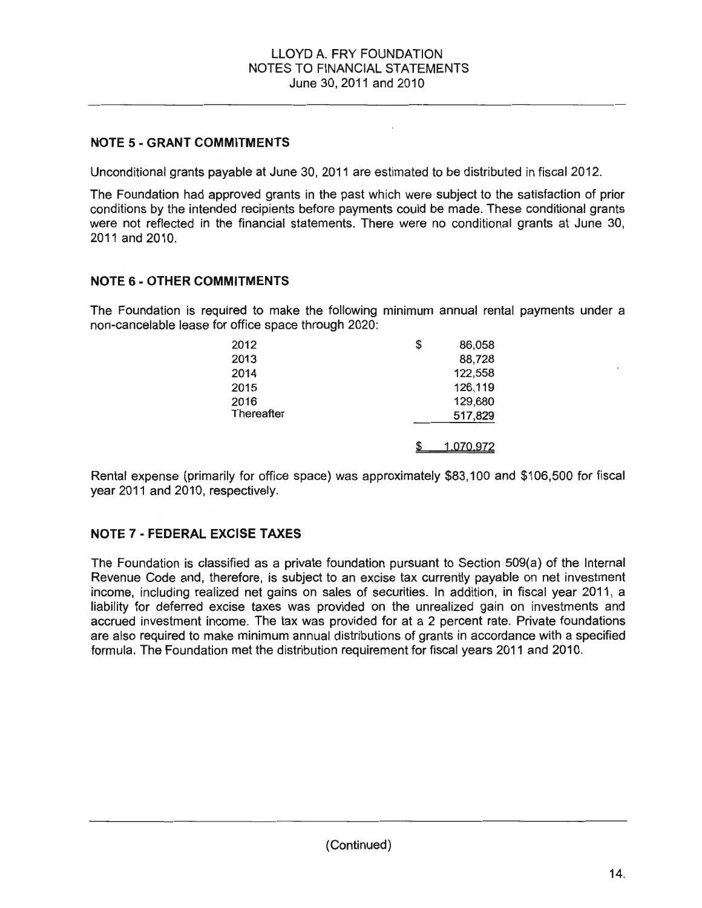## NOTE 5 - GRANT COMMITMENTS

Unconditional grants payable at June 30, 2011 are estimated to be distributed in fiscal 2012.

The Foundation had approved grants in the past which were subject to the satisfaction of prior conditions by the intended recipients before payments could be made. These conditional grants were not reflected in the financial statements. There were no conditional grants at June 30, 2011 and 2010.

## NOTE 6 - OTHER COMMITMENTS

The Foundation is required to make the following minimum annual rental payments under a non-cancelable lease for office space through 2020:

| | |
|---|---|
| 2012 | $ 86,058 |
| 2013 | 88,728 |
| 2014 | 122,558 |
| 2015 | 126,119 |
| 2016 | 129,680 |
| Thereafter | 517,829 |
| | $ 1,070,972 |

Rental expense (primarily for office space) was approximately $83,100 and $106,500 for fiscal year 2011 and 2010, respectively.

## NOTE 7 - FEDERAL EXCISE TAXES

The Foundation is classified as a private foundation pursuant to Section 509(a) of the Internal Revenue Code and, therefore, is subject to an excise tax currently payable on net investment income, including realized net gains on sales of securities. In addition, in fiscal year 2011, a liability for deferred excise taxes was provided on the unrealized gain on investments and accrued investment income. The tax was provided for at a 2 percent rate. Private foundations are also required to make minimum annual distributions of grants in accordance with a specified formula. The Foundation met the distribution requirement for fiscal years 2011 and 2010.

(Continued)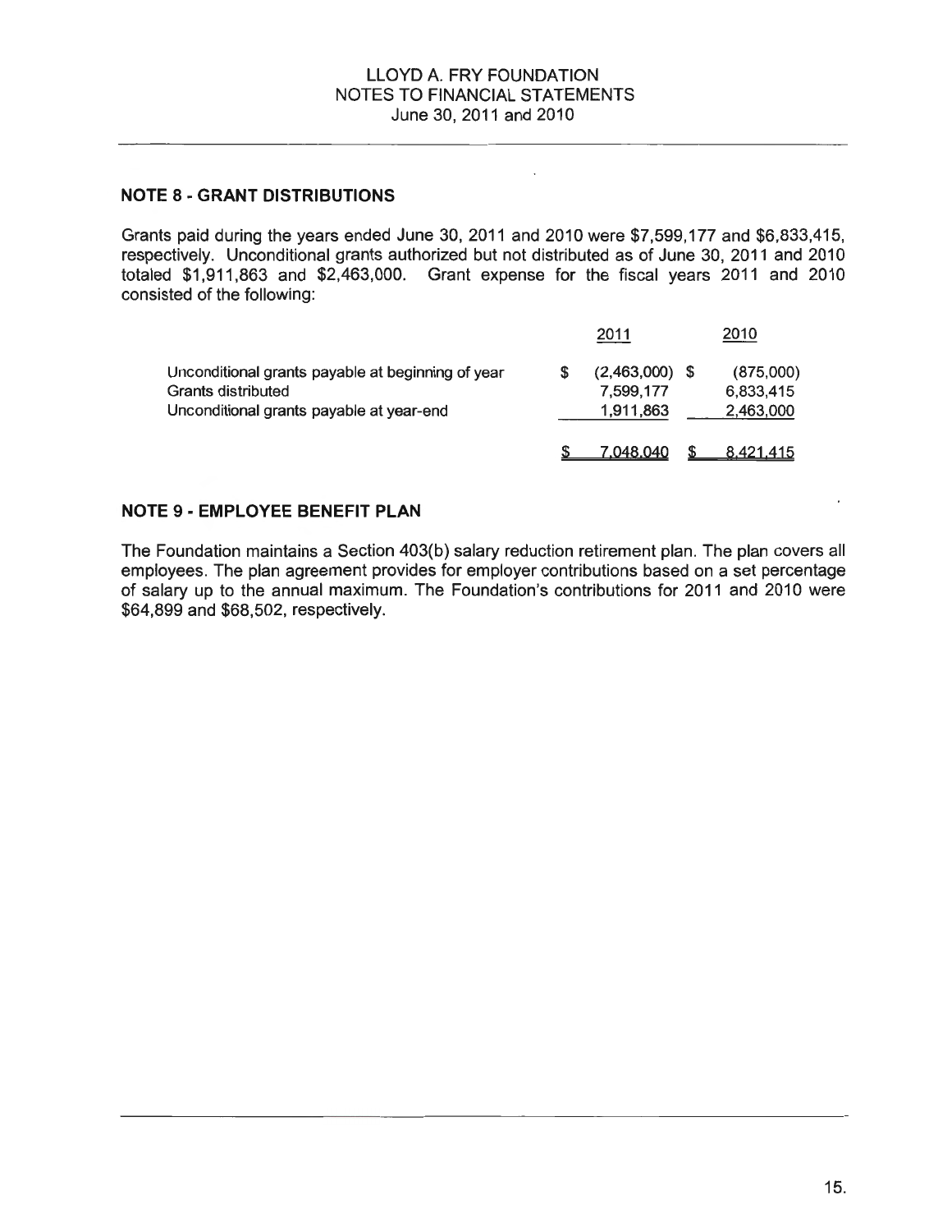# LLOYD A. FRY FOUNDATION
## NOTES TO FINANCIAL STATEMENTS
### June 30, 2011 and 2010

## NOTE 8 - GRANT DISTRIBUTIONS

Grants paid during the years ended June 30, 2011 and 2010 were $7,599,177 and $6,833,415, respectively. Unconditional grants authorized but not distributed as of June 30, 2011 and 2010 totaled $1,911,863 and $2,463,000. Grant expense for the fiscal years 2011 and 2010 consisted of the following:

| | 2011 | 2010 |
|---|---|---|
| Unconditional grants payable at beginning of year | $ (2,463,000) | $ (875,000) |
| Grants distributed | 7,599,177 | 6,833,415 |
| Unconditional grants payable at year-end | 1,911,863 | 2,463,000 |
| | $ 7,048,040 | $ 8,421,415 |

## NOTE 9 - EMPLOYEE BENEFIT PLAN

The Foundation maintains a Section 403(b) salary reduction retirement plan. The plan covers all employees. The plan agreement provides for employer contributions based on a set percentage of salary up to the annual maximum. The Foundation's contributions for 2011 and 2010 were $64,899 and $68,502, respectively.